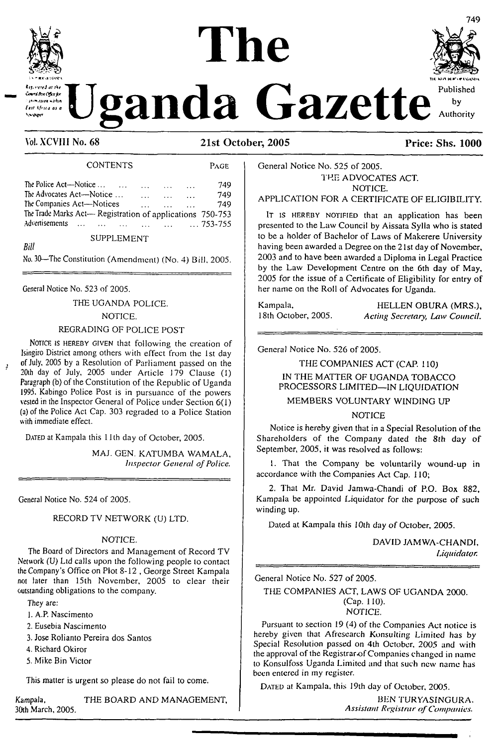# The Uganda Gazette

Registered at the General Post Office for transmission within East Africa as a Newspaper

Published by Authority

Vol. XCVIII No. 68 | 21st October, 2005 | Price: Shs. 1000

## CONTENTS

| | PAGE |
|---|---|
| The Police Act—Notice ... | 749 |
| The Advocates Act—Notice ... | 749 |
| The Companies Act—Notices | 749 |
| The Trade Marks Act— Registration of applications | 750-753 |
| Advertisements ... | 753-755 |

SUPPLEMENT

*Bill*

No. 30—The Constitution (Amendment) (No. 4) Bill, 2005.

---

General Notice No. 523 of 2005.

THE UGANDA POLICE.

NOTICE.

REGRADING OF POLICE POST

NOTICE IS HEREBY GIVEN that following the creation of Isingiro District among others with effect from the 1st day of July, 2005 by a Resolution of Parliament passed on the 20th day of July, 2005 under Article 179 Clause (1) Paragraph (b) of the Constitution of the Republic of Uganda 1995, Kabingo Police Post is in pursuance of the powers vested in the Inspector General of Police under Section 6(1) (a) of the Police Act Cap. 303 regraded to a Police Station with immediate effect.

DATED at Kampala this 11th day of October, 2005.

MAJ. GEN. KATUMBA WAMALA,
*Inspector General of Police.*

---

General Notice No. 524 of 2005.

RECORD TV NETWORK (U) LTD.

NOTICE.

The Board of Directors and Management of Record TV Network (U) Ltd calls upon the following people to contact the Company's Office on Plot 8-12 , George Street Kampala not later than 15th November, 2005 to clear their outstanding obligations to the company.

They are:

1. A.P. Nascimento
2. Eusebia Nascimento
3. Jose Rolianto Pereira dos Santos
4. Richard Okiror
5. Mike Bin Victor

This matter is urgent so please do not fail to come.

Kampala,
30th March, 2005.

THE BOARD AND MANAGEMENT,

---

General Notice No. 525 of 2005.

THE ADVOCATES ACT.

NOTICE.

APPLICATION FOR A CERTIFICATE OF ELIGIBILITY.

IT IS HEREBY NOTIFIED that an application has been presented to the Law Council by Aissata Sylla who is stated to be a holder of Bachelor of Laws of Makerere University having been awarded a Degree on the 21st day of November, 2003 and to have been awarded a Diploma in Legal Practice by the Law Development Centre on the 6th day of May, 2005 for the issue of a Certificate of Eligibility for entry of her name on the Roll of Advocates for Uganda.

Kampala,
18th October, 2005.

HELLEN OBURA (MRS.),
*Acting Secretary, Law Council.*

---

General Notice No. 526 of 2005.

THE COMPANIES ACT (CAP. 110)

IN THE MATTER OF UGANDA TOBACCO PROCESSORS LIMITED—IN LIQUIDATION

MEMBERS VOLUNTARY WINDING UP

NOTICE

Notice is hereby given that in a Special Resolution of the Shareholders of the Company dated the 8th day of September, 2005, it was resolved as follows:

1. That the Company be voluntarily wound-up in accordance with the Companies Act Cap. 110;

2. That Mr. David Jamwa-Chandi of P.O. Box 882, Kampala be appointed Liquidator for the purpose of such winding up.

Dated at Kampala this 10th day of October, 2005.

DAVID JAMWA-CHANDI,
*Liquidator.*

---

General Notice No. 527 of 2005.

THE COMPANIES ACT, LAWS OF UGANDA 2000.

(Cap. 110).

NOTICE.

Pursuant to section 19 (4) of the Companies Act notice is hereby given that Afresearch Konsulting Limited has by Special Resolution passed on 4th October, 2005 and with the approval of the Registrar of Companies changed in name to Konsulfoss Uganda Limited and that such new name has been entered in my register.

DATED at Kampala, this 19th day of October, 2005.

BEN TURYASINGURA,
*Assistant Registrar of Companies.*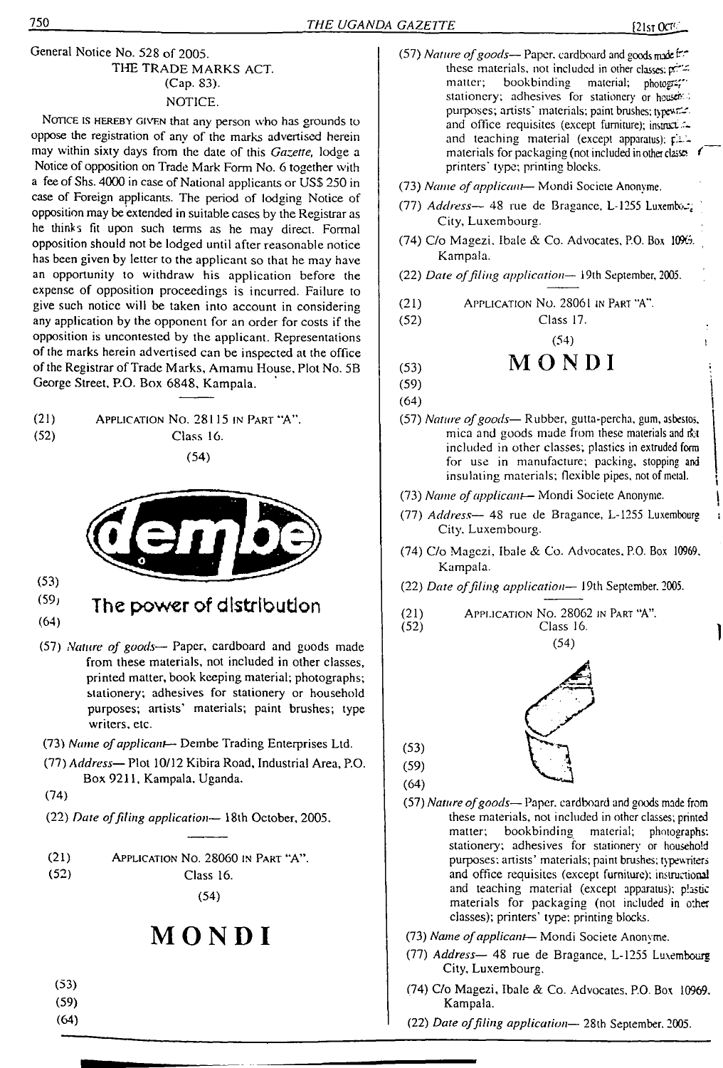General Notice No. 528 of 2005.

THE TRADE MARKS ACT.

(Cap. 83).

NOTICE.

NOTICE IS HEREBY GIVEN that any person who has grounds to oppose the registration of any of the marks advertised herein may within sixty days from the date of this *Gazette,* lodge a Notice of opposition on Trade Mark Form No. 6 together with a fee of Shs. 4000 in case of National applicants or US$ 250 in case of Foreign applicants. The period of lodging Notice of opposition may be extended in suitable cases by the Registrar as he thinks fit upon such terms as he may direct. Formal opposition should not be lodged until after reasonable notice has been given by letter to the applicant so that he may have an opportunity to withdraw his application before the expense of opposition proceedings is incurred. Failure to give such notice will be taken into account in considering any application by the opponent for an order for costs if the opposition is uncontested by the applicant. Representations of the marks herein advertised can be inspected at the office of the Registrar of Trade Marks, Amamu House, Plot No. 5B George Street, P.O. Box 6848, Kampala.

---

(21) APPLICATION No. 28115 IN PART "A".

(52) Class 16.

(54)

dembe

(53)

(59) The power of distribution

(64)

(57) *Nature of goods*— Paper, cardboard and goods made from these materials, not included in other classes, printed matter, book keeping material; photographs; stationery; adhesives for stationery or household purposes; artists' materials; paint brushes; type writers, etc.

(73) *Name of applicant*— Dembe Trading Enterprises Ltd.

(77) *Address*— Plot 10/12 Kibira Road, Industrial Area, P.O. Box 9211, Kampala, Uganda.

(74)

(22) *Date of filing application*— 18th October, 2005.

---

(21) APPLICATION No. 28060 IN PART "A".

(52) Class 16.

(54)

**MONDI**

(53)

(59)

(64)

(57) *Nature of goods*— Paper, cardboard and goods made from these materials, not included in other classes; printed matter; bookbinding material; photographs; stationery; adhesives for stationery or household purposes; artists' materials; paint brushes; typewriters and office requisites (except furniture); instructional and teaching material (except apparatus); plastic materials for packaging (not included in other classes); printers' type; printing blocks.

(73) *Name of applicant*— Mondi Societe Anonyme.

(77) *Address*— 48 rue de Bragance, L-1255 Luxembourg City, Luxembourg.

(74) C/o Magezi, Ibale & Co. Advocates, P.O. Box 10969, Kampala.

(22) *Date of filing application*— 19th September, 2005.

---

(21) APPLICATION No. 28061 IN PART "A".

(52) Class 17.

(54)

**MONDI**

(53)

(59)

(64)

(57) *Nature of goods*— Rubber, gutta-percha, gum, asbestos, mica and goods made from these materials and not included in other classes; plastics in extruded form for use in manufacture; packing, stopping and insulating materials; flexible pipes, not of metal.

(73) *Name of applicant*— Mondi Societe Anonyme.

(77) *Address*— 48 rue de Bragance, L-1255 Luxembourg City, Luxembourg.

(74) C/o Magezi, Ibale & Co. Advocates, P.O. Box 10969, Kampala.

(22) *Date of filing application*— 19th September, 2005.

---

(21) APPLICATION No. 28062 IN PART "A".

(52) Class 16.

(54)

(53)

(59)

(64)

(57) *Nature of goods*— Paper, cardboard and goods made from these materials, not included in other classes; printed matter; bookbinding material; photographs; stationery; adhesives for stationery or household purposes; artists' materials; paint brushes; typewriters and office requisites (except furniture); instructional and teaching material (except apparatus); plastic materials for packaging (not included in other classes); printers' type; printing blocks.

(73) *Name of applicant*— Mondi Societe Anonyme.

(77) *Address*— 48 rue de Bragance, L-1255 Luxembourg City, Luxembourg.

(74) C/o Magezi, Ibale & Co. Advocates, P.O. Box 10969, Kampala.

(22) *Date of filing application*— 28th September, 2005.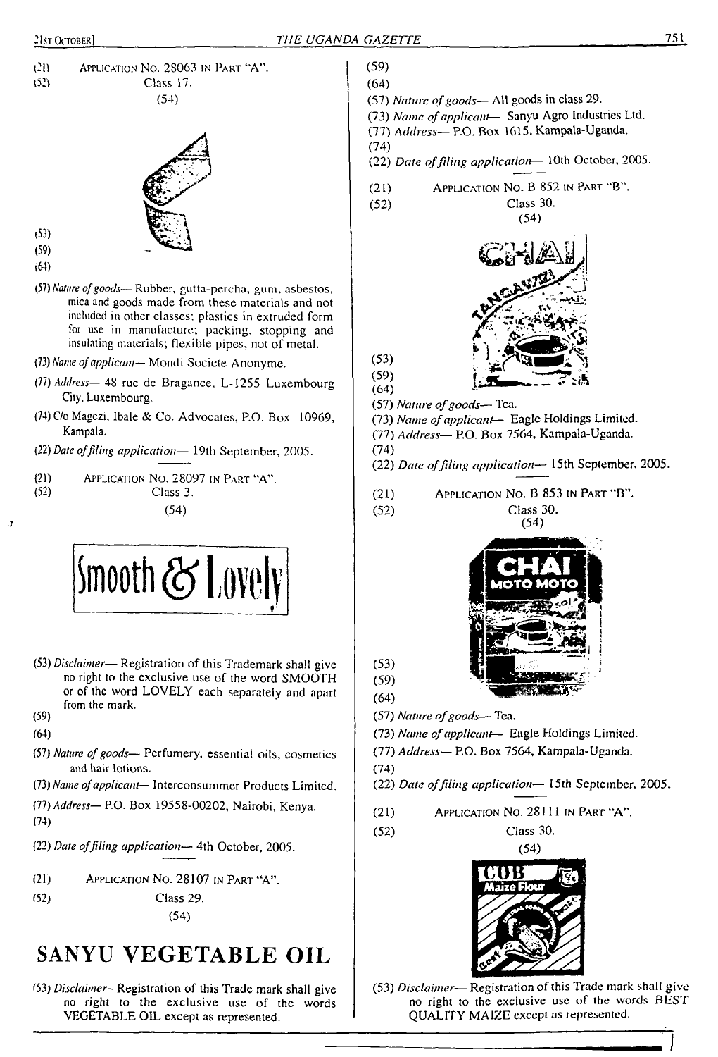(21) APPLICATION NO. 28063 IN PART "A".

(52) Class 17.

(54)

(53)

(59)

(64)

(57) *Nature of goods*— Rubber, gutta-percha, gum, asbestos, mica and goods made from these materials and not included in other classes; plastics in extruded form for use in manufacture; packing, stopping and insulating materials; flexible pipes, not of metal.

(73) *Name of applicant*— Mondi Societe Anonyme.

(77) *Address*— 48 rue de Bragance, L-1255 Luxembourg City, Luxembourg.

(74) C/o Magezi, Ibale & Co. Advocates, P.O. Box 10969, Kampala.

(22) *Date of filing application*— 19th September, 2005.

---

(21) APPLICATION NO. 28097 IN PART "A".

(52) Class 3.

(54)

Smooth & Lovely

(53) *Disclaimer*— Registration of this Trademark shall give no right to the exclusive use of the word SMOOTH or of the word LOVELY each separately and apart from the mark.

(59)

(64)

(57) *Nature of goods*— Perfumery, essential oils, cosmetics and hair lotions.

(73) *Name of applicant*— Interconsummer Products Limited.

(77) *Address*— P.O. Box 19558-00202, Nairobi, Kenya.

(74)

(22) *Date of filing application*— 4th October, 2005.

---

(21) APPLICATION NO. 28107 IN PART "A".

(52) Class 29.

(54)

SANYU VEGETABLE OIL

(53) *Disclaimer*– Registration of this Trade mark shall give no right to the exclusive use of the words VEGETABLE OIL except as represented.

(59)

(64)

(57) *Nature of goods*— All goods in class 29.

(73) *Name of applicant*— Sanyu Agro Industries Ltd.

(77) *Address*— P.O. Box 1615, Kampala-Uganda.

(74)

(22) *Date of filing application*— 10th October, 2005.

---

(21) APPLICATION NO. B 852 IN PART "B".

(52) Class 30.

(54)

(53)

(59)

(64)

(57) *Nature of goods*— Tea.

(73) *Name of applicant*— Eagle Holdings Limited.

(77) *Address*— P.O. Box 7564, Kampala-Uganda.

(74)

(22) *Date of filing application*— 15th September, 2005.

---

(21) APPLICATION NO. B 853 IN PART "B".

(52) Class 30.

(54)

(53)

(59)

(64)

(57) *Nature of goods*— Tea.

(73) *Name of applicant*— Eagle Holdings Limited.

(77) *Address*— P.O. Box 7564, Kampala-Uganda.

(74)

(22) *Date of filing application*— 15th September, 2005.

---

(21) APPLICATION NO. 28111 IN PART "A".

(52) Class 30.

(54)

(53) *Disclaimer*— Registration of this Trade mark shall give no right to the exclusive use of the words BEST QUALITY MAIZE except as represented.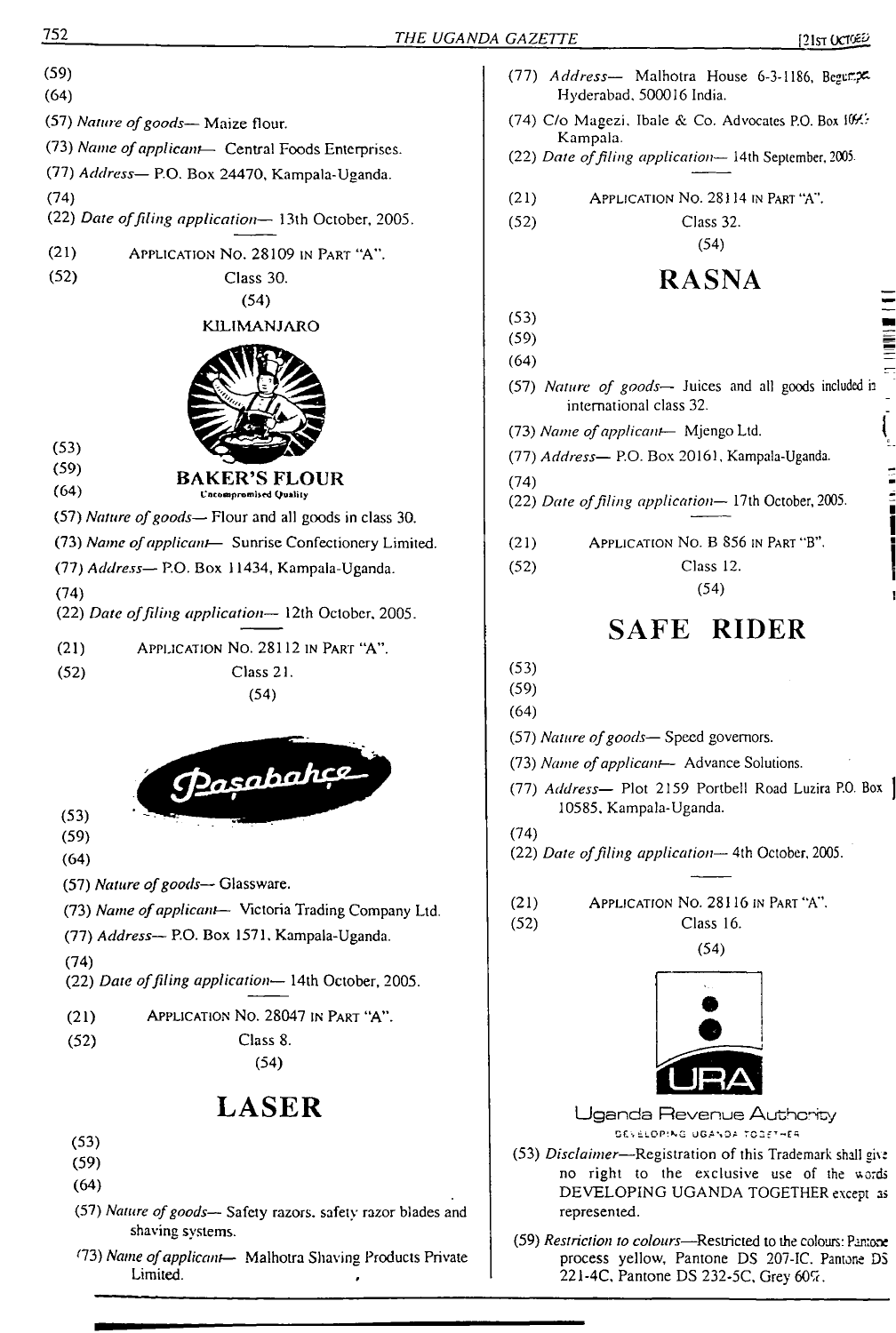(59)

(64)

(57) *Nature of goods*— Maize flour.

(73) *Name of applicant*— Central Foods Enterprises.

(77) *Address*— P.O. Box 24470, Kampala-Uganda.

(74)

(22) *Date of filing application*— 13th October, 2005.

---

(21) APPLICATION NO. 28109 IN PART "A".

(52) Class 30.

(54)

KILIMANJARO

BAKER'S FLOUR

Uncompromised Quality

(53)

(59)

(64)

(57) *Nature of goods*— Flour and all goods in class 30.

(73) *Name of applicant*— Sunrise Confectionery Limited.

(77) *Address*— P.O. Box 11434, Kampala-Uganda.

(74)

(22) *Date of filing application*— 12th October, 2005.

---

(21) APPLICATION NO. 28112 IN PART "A".

(52) Class 21.

(54)

Paşabahçe

(53)

(59)

(64)

(57) *Nature of goods*— Glassware.

(73) *Name of applicant*— Victoria Trading Company Ltd.

(77) *Address*— P.O. Box 1571, Kampala-Uganda.

(74)

(22) *Date of filing application*— 14th October, 2005.

---

(21) APPLICATION NO. 28047 IN PART "A".

(52) Class 8.

(54)

## LASER

(53)

(59)

(64)

(57) *Nature of goods*— Safety razors, safety razor blades and shaving systems.

(73) *Name of applicant*— Malhotra Shaving Products Private Limited.

(77) *Address*— Malhotra House 6-3-1186, Begumpet, Hyderabad, 500016 India.

(74) C/o Magezi, Ibale & Co. Advocates P.O. Box 10643 Kampala.

(22) *Date of filing application*— 14th September, 2005.

---

(21) APPLICATION NO. 28114 IN PART "A".

(52) Class 32.

(54)

## RASNA

(53)

(59)

(64)

(57) *Nature of goods*— Juices and all goods included in international class 32.

(73) *Name of applicant*— Mjengo Ltd.

(77) *Address*— P.O. Box 20161, Kampala-Uganda.

(74)

(22) *Date of filing application*— 17th October, 2005.

---

(21) APPLICATION NO. B 856 IN PART "B".

(52) Class 12.

(54)

## SAFE RIDER

(53)

(59)

(64)

(57) *Nature of goods*— Speed governors.

(73) *Name of applicant*— Advance Solutions.

(77) *Address*— Plot 2159 Portbell Road Luzira P.O. Box 10585, Kampala-Uganda.

(74)

(22) *Date of filing application*— 4th October, 2005.

---

(21) APPLICATION NO. 28116 IN PART "A".

(52) Class 16.

(54)

URA

Uganda Revenue Authority

DEVELOPING UGANDA TOGETHER

(53) *Disclaimer*—Registration of this Trademark shall give no right to the exclusive use of the words DEVELOPING UGANDA TOGETHER except as represented.

(59) *Restriction to colours*—Restricted to the colours: Pantone process yellow, Pantone DS 207-IC, Pantone DS 221-4C, Pantone DS 232-5C, Grey 60%.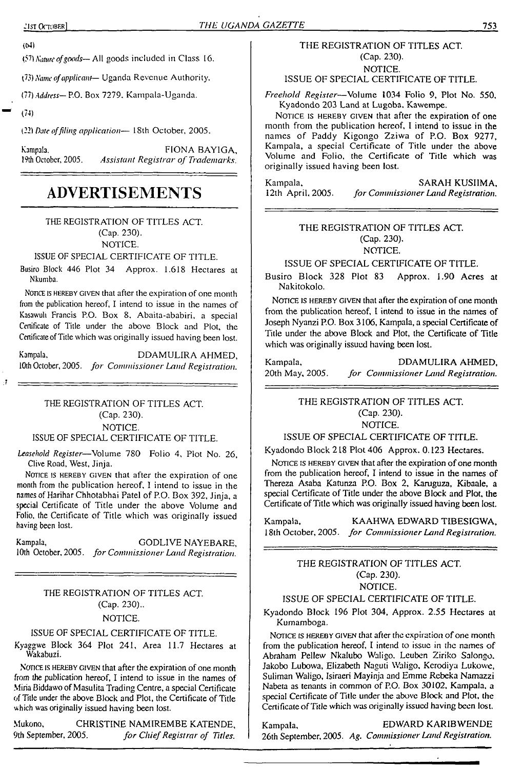(54)

(57) *Nature of goods*— All goods included in Class 16.

(73) *Name of applicant*— Uganda Revenue Authority.

(77) *Address*— P.O. Box 7279, Kampala-Uganda.

(74)

(22) *Date of filing application*— 18th October, 2005.

Kampala, 19th October, 2005.

FIONA BAYIGA,
*Assistant Registrar of Trademarks.*

# ADVERTISEMENTS

THE REGISTRATION OF TITLES ACT.
(Cap. 230).
NOTICE.
ISSUE OF SPECIAL CERTIFICATE OF TITLE.

Busiro Block 446 Plot 34 Approx. 1.618 Hectares at Nkumba.

NOTICE IS HEREBY GIVEN that after the expiration of one month from the publication hereof, I intend to issue in the names of Kasawuli Francis P.O. Box 8, Abaita-ababiri, a special Certificate of Title under the above Block and Plot, the Certificate of Title which was originally issued having been lost.

Kampala, 10th October, 2005.

DDAMULIRA AHMED,
*for Commissioner Land Registration.*

---

THE REGISTRATION OF TITLES ACT.
(Cap. 230).
NOTICE.
ISSUE OF SPECIAL CERTIFICATE OF TITLE.

*Leasehold Register*—Volume 780 Folio 4, Plot No. 26, Clive Road, West, Jinja.

NOTICE IS HEREBY GIVEN that after the expiration of one month from the publication hereof, I intend to issue in the names of Harihar Chhotabhai Patel of P.O. Box 392, Jinja, a special Certificate of Title under the above Volume and Folio, the Certificate of Title which was originally issued having been lost.

Kampala, 10th October, 2005.

GODLIVE NAYEBARE,
*for Commissioner Land Registration.*

---

THE REGISTRATION OF TITLES ACT.
(Cap. 230)..
NOTICE.
ISSUE OF SPECIAL CERTIFICATE OF TITLE.

Kyaggwe Block 364 Plot 241, Area 11.7 Hectares at Wakabuzi.

NOTICE IS HEREBY GIVEN that after the expiration of one month from the publication hereof, I intend to issue in the names of Miria Biddawo of Masulita Trading Centre, a special Certificate of Title under the above Block and Plot, the Certificate of Title which was originally issued having been lost.

Mukono, 9th September, 2005.

CHRISTINE NAMIREMBE KATENDE,
*for Chief Registrar of Titles.*

---

THE REGISTRATION OF TITLES ACT.
(Cap. 230).
NOTICE.
ISSUE OF SPECIAL CERTIFICATE OF TITLE.

*Freehold Register*—Volume 1034 Folio 9, Plot No. 550, Kyadondo 203 Land at Lugoba, Kawempe.

NOTICE IS HEREBY GIVEN that after the expiration of one month from the publication hereof, I intend to issue in the names of Paddy Kigongo Zziwa of P.O. Box 9277, Kampala, a special Certificate of Title under the above Volume and Folio, the Certificate of Title which was originally issued having been lost.

Kampala, 12th April, 2005.

SARAH KUSIIMA,
*for Commissioner Land Registration.*

---

THE REGISTRATION OF TITLES ACT.
(Cap. 230).
NOTICE.
ISSUE OF SPECIAL CERTIFICATE OF TITLE.

Busiro Block 328 Plot 83 Approx. 1.90 Acres at Nakitokolo.

NOTICE IS HEREBY GIVEN that after the expiration of one month from the publication hereof, I intend to issue in the names of Joseph Nyanzi P.O. Box 3106, Kampala, a special Certificate of Title under the above Block and Plot, the Certificate of Title which was originally issued having been lost.

Kampala, 20th May, 2005.

DDAMULIRA AHMED,
*for Commissioner Land Registration.*

---

THE REGISTRATION OF TITLES ACT.
(Cap. 230).
NOTICE.
ISSUE OF SPECIAL CERTIFICATE OF TITLE.

Kyadondo Block 218 Plot 406 Approx. 0.123 Hectares.

NOTICE IS HEREBY GIVEN that after the expiration of one month from the publication hereof, I intend to issue in the names of Thereza Asaba Katunza P.O. Box 2, Karuguza, Kibaale, a special Certificate of Title under the above Block and Plot, the Certificate of Title which was originally issued having been lost.

Kampala, 18th October, 2005.

KAAHWA EDWARD TIBESIGWA,
*for Commissioner Land Registration.*

---

THE REGISTRATION OF TITLES ACT.
(Cap. 230).
NOTICE.
ISSUE OF SPECIAL CERTIFICATE OF TITLE.

Kyadondo Block 196 Plot 304, Approx. 2.55 Hectares at Kumamboga.

NOTICE IS HEREBY GIVEN that after the expiration of one month from the publication hereof, I intend to issue in the names of Abraham Pellew Nkalubo Waligo, Leuben Ziriko Salongo, Jakobo Lubowa, Elizabeth Naguti Waligo, Kerodiya Lukowe, Suliman Waligo, Isiraeri Mayinja and Emme Rebeka Namazzi Nabeta as tenants in common of P.O. Box 30102, Kampala, a special Certificate of Title under the above Block and Plot, the Certificate of Title which was originally issued having been lost.

Kampala, 26th September, 2005.

EDWARD KARIBWENDE
*Ag. Commissioner Land Registration.*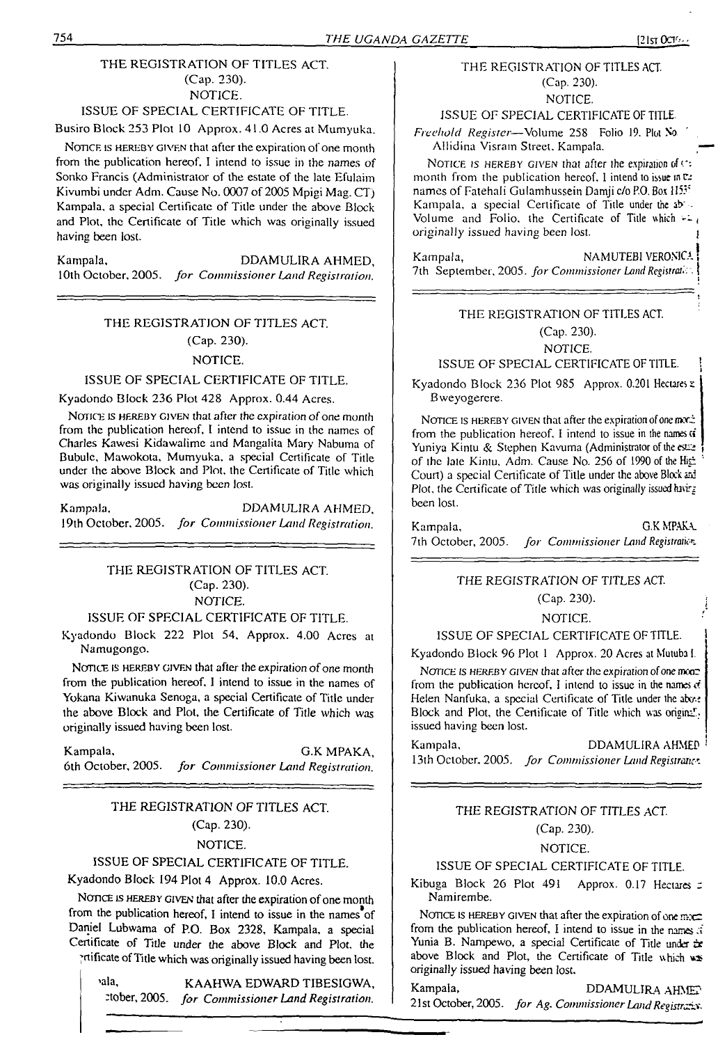THE REGISTRATION OF TITLES ACT.
(Cap. 230).
NOTICE.

ISSUE OF SPECIAL CERTIFICATE OF TITLE.

Busiro Block 253 Plot 10 Approx. 41.0 Acres at Mumyuka.

NOTICE IS HEREBY GIVEN that after the expiration of one month from the publication hereof, I intend to issue in the names of Sonko Francis (Administrator of the estate of the late Efulaim Kivumbi under Adm. Cause No. 0007 of 2005 Mpigi Mag. CT) Kampala, a special Certificate of Title under the above Block and Plot, the Certificate of Title which was originally issued having been lost.

Kampala, 10th October, 2005.
DDAMULIRA AHMED,
*for Commissioner Land Registration.*

---

THE REGISTRATION OF TITLES ACT.
(Cap. 230).
NOTICE.

ISSUE OF SPECIAL CERTIFICATE OF TITLE.

Kyadondo Block 236 Plot 428 Approx. 0.44 Acres.

NOTICE IS HEREBY GIVEN that after the expiration of one month from the publication hereof, I intend to issue in the names of Charles Kawesi Kidawalime and Mangalita Mary Nabuma of Bubule, Mawokota, Mumyuka, a special Certificate of Title under the above Block and Plot, the Certificate of Title which was originally issued having been lost.

Kampala, 19th October, 2005.
DDAMULIRA AHMED,
*for Commissioner Land Registration.*

---

THE REGISTRATION OF TITLES ACT.
(Cap. 230).
NOTICE.

ISSUE OF SPECIAL CERTIFICATE OF TITLE.

Kyadondo Block 222 Plot 54, Approx. 4.00 Acres at Namugongo.

NOTICE IS HEREBY GIVEN that after the expiration of one month from the publication hereof, I intend to issue in the names of Yokana Kiwanuka Senoga, a special Certificate of Title under the above Block and Plot, the Certificate of Title which was originally issued having been lost.

Kampala, 6th October, 2005.
G.K MPAKA,
*for Commissioner Land Registration.*

---

THE REGISTRATION OF TITLES ACT.
(Cap. 230).
NOTICE.

ISSUE OF SPECIAL CERTIFICATE OF TITLE.

Kyadondo Block 194 Plot 4 Approx. 10.0 Acres.

NOTICE IS HEREBY GIVEN that after the expiration of one month from the publication hereof, I intend to issue in the names of Daniel Lubwama of P.O. Box 2328, Kampala, a special Certificate of Title under the above Block and Plot, the Certificate of Title which was originally issued having been lost.

Kampala, ...tober, 2005.
KAAHWA EDWARD TIBESIGWA,
*for Commissioner Land Registration.*

---

THE REGISTRATION OF TITLES ACT.
(Cap. 230).
NOTICE.

ISSUE OF SPECIAL CERTIFICATE OF TITLE.

*Freehold Register*—Volume 258 Folio 19. Plot No ... Allidina Visram Street, Kampala.

NOTICE IS HEREBY GIVEN that after the expiration of one month from the publication hereof, I intend to issue in the names of Fatehali Gulamhussein Damji c/o P.O. Box 115... Kampala, a special Certificate of Title under the above Volume and Folio, the Certificate of Title which was originally issued having been lost.

Kampala, 7th September, 2005.
NAMUTEBI VERONICA
*for Commissioner Land Registration.*

---

THE REGISTRATION OF TITLES ACT.
(Cap. 230).
NOTICE.

ISSUE OF SPECIAL CERTIFICATE OF TITLE.

Kyadondo Block 236 Plot 985 Approx. 0.201 Hectares at Bweyogerere.

NOTICE IS HEREBY GIVEN that after the expiration of one month from the publication hereof, I intend to issue in the names of Yuniya Kintu & Stephen Kavuma (Administrator of the estate of the late Kintu, Adm. Cause No. 256 of 1990 of the High Court) a special Certificate of Title under the above Block and Plot, the Certificate of Title which was originally issued having been lost.

Kampala, 7th October, 2005.
G.K MPAKA
*for Commissioner Land Registration.*

---

THE REGISTRATION OF TITLES ACT.
(Cap. 230).
NOTICE.

ISSUE OF SPECIAL CERTIFICATE OF TITLE.

Kyadondo Block 96 Plot 1 Approx. 20 Acres at Mutuba I.

NOTICE IS HEREBY GIVEN that after the expiration of one month from the publication hereof, I intend to issue in the names of Helen Nanfuka, a special Certificate of Title under the above Block and Plot, the Certificate of Title which was originally issued having been lost.

Kampala, 13th October, 2005.
DDAMULIRA AHMED
*for Commissioner Land Registration.*

---

THE REGISTRATION OF TITLES ACT.
(Cap. 230).
NOTICE.

ISSUE OF SPECIAL CERTIFICATE OF TITLE.

Kibuga Block 26 Plot 491 Approx. 0.17 Hectares at Namirembe.

NOTICE IS HEREBY GIVEN that after the expiration of one month from the publication hereof, I intend to issue in the names of Yunia B. Nampewo, a special Certificate of Title under the above Block and Plot, the Certificate of Title which was originally issued having been lost.

Kampala, 21st October, 2005.
DDAMULIRA AHMED
*for Ag. Commissioner Land Registration.*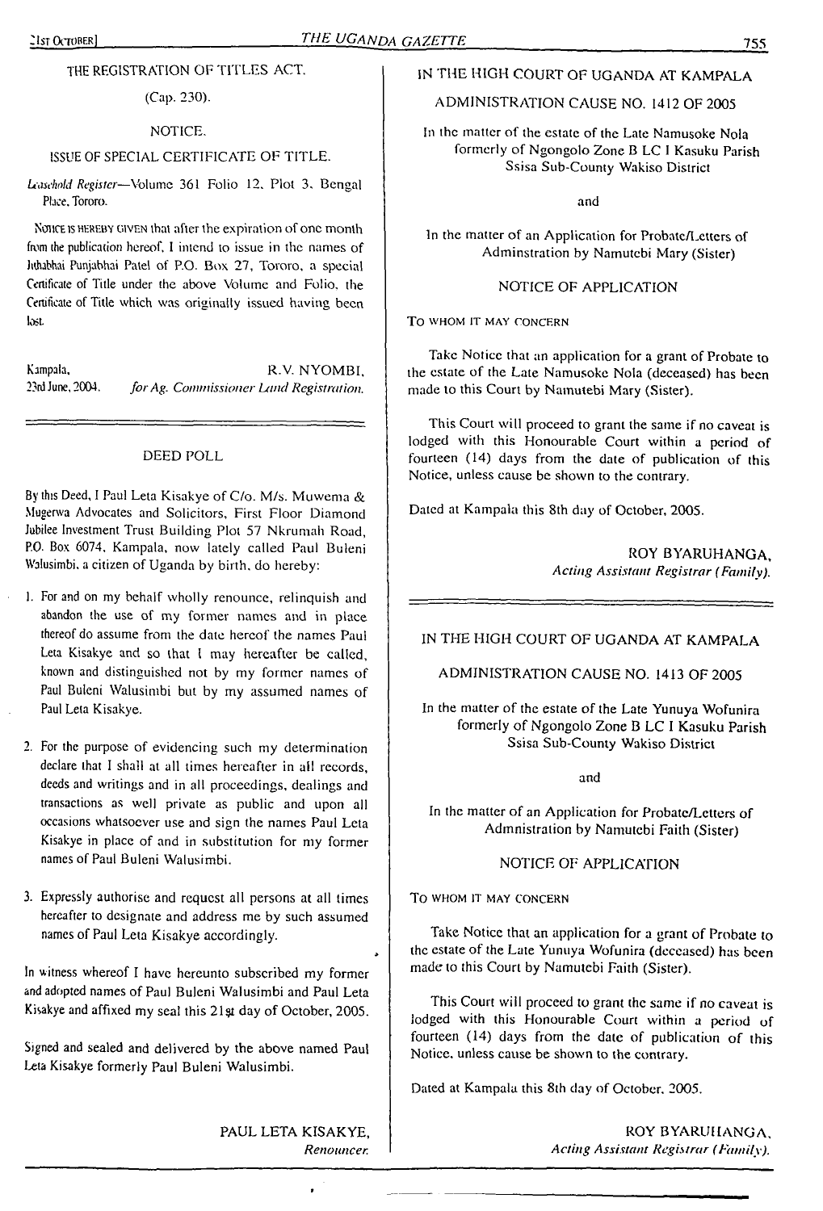THE REGISTRATION OF TITLES ACT.

(Cap. 230).

NOTICE.

ISSUE OF SPECIAL CERTIFICATE OF TITLE.

*Leasehold Register*—Volume 361 Folio 12, Plot 3, Bengal Place, Tororo.

NOTICE IS HEREBY GIVEN that after the expiration of one month from the publication hereof, I intend to issue in the names of Jithabhai Punjabhai Patel of P.O. Box 27, Tororo, a special Certificate of Title under the above Volume and Folio, the Certificate of Title which was originally issued having been lost.

Kampala, 23rd June, 2004.

R.V. NYOMBI,
*for Ag. Commissioner Land Registration.*

---

DEED POLL

By this Deed, I Paul Leta Kisakye of C/o. M/s. Muwema & Mugerwa Advocates and Solicitors, First Floor Diamond Jubilee Investment Trust Building Plot 57 Nkrumah Road, P.O. Box 6074, Kampala, now lately called Paul Buleni Walusimbi, a citizen of Uganda by birth, do hereby:

1. For and on my behalf wholly renounce, relinquish and abandon the use of my former names and in place thereof do assume from the date hereof the names Paul Leta Kisakye and so that I may hereafter be called, known and distinguished not by my former names of Paul Buleni Walusimbi but by my assumed names of Paul Leta Kisakye.

2. For the purpose of evidencing such my determination declare that I shall at all times hereafter in all records, deeds and writings and in all proceedings, dealings and transactions as well private as public and upon all occasions whatsoever use and sign the names Paul Leta Kisakye in place of and in substitution for my former names of Paul Buleni Walusimbi.

3. Expressly authorise and request all persons at all times hereafter to designate and address me by such assumed names of Paul Leta Kisakye accordingly.

In witness whereof I have hereunto subscribed my former and adopted names of Paul Buleni Walusimbi and Paul Leta Kisakye and affixed my seal this 21st day of October, 2005.

Signed and sealed and delivered by the above named Paul Leta Kisakye formerly Paul Buleni Walusimbi.

PAUL LETA KISAKYE,
*Renouncer.*

---

IN THE HIGH COURT OF UGANDA AT KAMPALA

ADMINISTRATION CAUSE NO. 1412 OF 2005

In the matter of the estate of the Late Namusoke Nola formerly of Ngongolo Zone B LC I Kasuku Parish Ssisa Sub-County Wakiso District

and

In the matter of an Application for Probate/Letters of Adminstration by Namutebi Mary (Sister)

NOTICE OF APPLICATION

TO WHOM IT MAY CONCERN

Take Notice that an application for a grant of Probate to the estate of the Late Namusoke Nola (deceased) has been made to this Court by Namutebi Mary (Sister).

This Court will proceed to grant the same if no caveat is lodged with this Honourable Court within a period of fourteen (14) days from the date of publication of this Notice, unless cause be shown to the contrary.

Dated at Kampala this 8th day of October, 2005.

ROY BYARUHANGA,
*Acting Assistant Registrar (Family).*

---

IN THE HIGH COURT OF UGANDA AT KAMPALA

ADMINISTRATION CAUSE NO. 1413 OF 2005

In the matter of the estate of the Late Yunuya Wofunira formerly of Ngongolo Zone B LC I Kasuku Parish Ssisa Sub-County Wakiso District

and

In the matter of an Application for Probate/Letters of Admnistration by Namutebi Faith (Sister)

NOTICE OF APPLICATION

TO WHOM IT MAY CONCERN

Take Notice that an application for a grant of Probate to the estate of the Late Yunuya Wofunira (deceased) has been made to this Court by Namutebi Faith (Sister).

This Court will proceed to grant the same if no caveat is lodged with this Honourable Court within a period of fourteen (14) days from the date of publication of this Notice, unless cause be shown to the contrary.

Dated at Kampala this 8th day of October, 2005.

ROY BYARUHANGA,
*Acting Assistant Registrar (Family).*